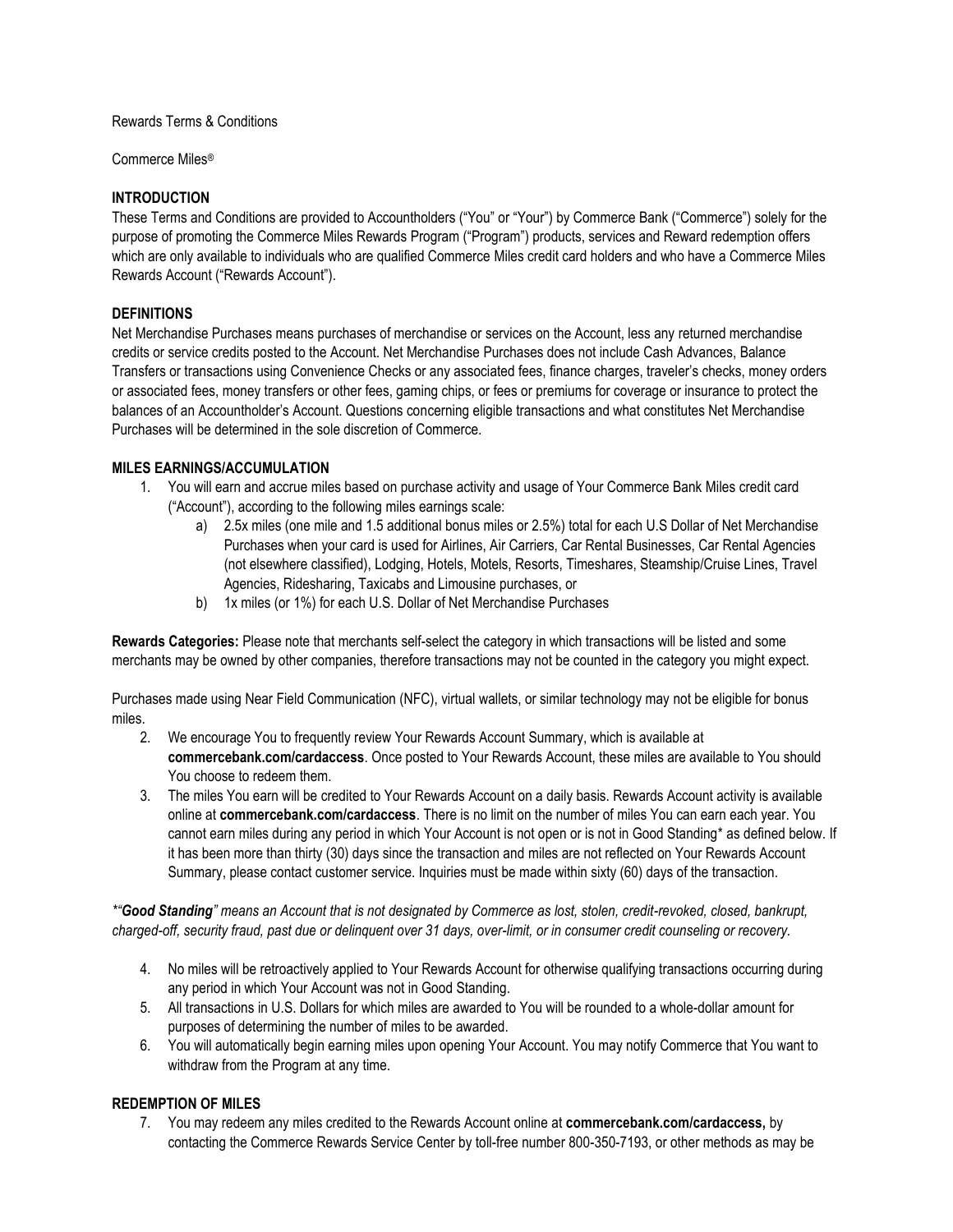Rewards Terms & Conditions

Commerce Miles®

## INTRODUCTION

These Terms and Conditions are provided to Accountholders ("You" or "Your") by Commerce Bank ("Commerce") solely for the purpose of promoting the Commerce Miles Rewards Program ("Program") products, services and Reward redemption offers which are only available to individuals who are qualified Commerce Miles credit card holders and who have a Commerce Miles Rewards Account ("Rewards Account").

## DEFINITIONS

Net Merchandise Purchases means purchases of merchandise or services on the Account, less any returned merchandise credits or service credits posted to the Account. Net Merchandise Purchases does not include Cash Advances, Balance Transfers or transactions using Convenience Checks or any associated fees, finance charges, traveler's checks, money orders or associated fees, money transfers or other fees, gaming chips, or fees or premiums for coverage or insurance to protect the balances of an Accountholder's Account. Questions concerning eligible transactions and what constitutes Net Merchandise Purchases will be determined in the sole discretion of Commerce.

## MILES EARNINGS/ACCUMULATION

1. You will earn and accrue miles based on purchase activity and usage of Your Commerce Bank Miles credit card ("Account"), according to the following miles earnings scale:
   a) 2.5x miles (one mile and 1.5 additional bonus miles or 2.5%) total for each U.S Dollar of Net Merchandise Purchases when your card is used for Airlines, Air Carriers, Car Rental Businesses, Car Rental Agencies (not elsewhere classified), Lodging, Hotels, Motels, Resorts, Timeshares, Steamship/Cruise Lines, Travel Agencies, Ridesharing, Taxicabs and Limousine purchases, or
   b) 1x miles (or 1%) for each U.S. Dollar of Net Merchandise Purchases

**Rewards Categories:** Please note that merchants self-select the category in which transactions will be listed and some merchants may be owned by other companies, therefore transactions may not be counted in the category you might expect.

Purchases made using Near Field Communication (NFC), virtual wallets, or similar technology may not be eligible for bonus miles.

2. We encourage You to frequently review Your Rewards Account Summary, which is available at **commercebank.com/cardaccess**. Once posted to Your Rewards Account, these miles are available to You should You choose to redeem them.
3. The miles You earn will be credited to Your Rewards Account on a daily basis. Rewards Account activity is available online at **commercebank.com/cardaccess**. There is no limit on the number of miles You can earn each year. You cannot earn miles during any period in which Your Account is not open or is not in Good Standing* as defined below. If it has been more than thirty (30) days since the transaction and miles are not reflected on Your Rewards Account Summary, please contact customer service. Inquiries must be made within sixty (60) days of the transaction.

*\*"**Good Standing**" means an Account that is not designated by Commerce as lost, stolen, credit-revoked, closed, bankrupt, charged-off, security fraud, past due or delinquent over 31 days, over-limit, or in consumer credit counseling or recovery.*

4. No miles will be retroactively applied to Your Rewards Account for otherwise qualifying transactions occurring during any period in which Your Account was not in Good Standing.
5. All transactions in U.S. Dollars for which miles are awarded to You will be rounded to a whole-dollar amount for purposes of determining the number of miles to be awarded.
6. You will automatically begin earning miles upon opening Your Account. You may notify Commerce that You want to withdraw from the Program at any time.

## REDEMPTION OF MILES

7. You may redeem any miles credited to the Rewards Account online at **commercebank.com/cardaccess,** by contacting the Commerce Rewards Service Center by toll-free number 800-350-7193, or other methods as may be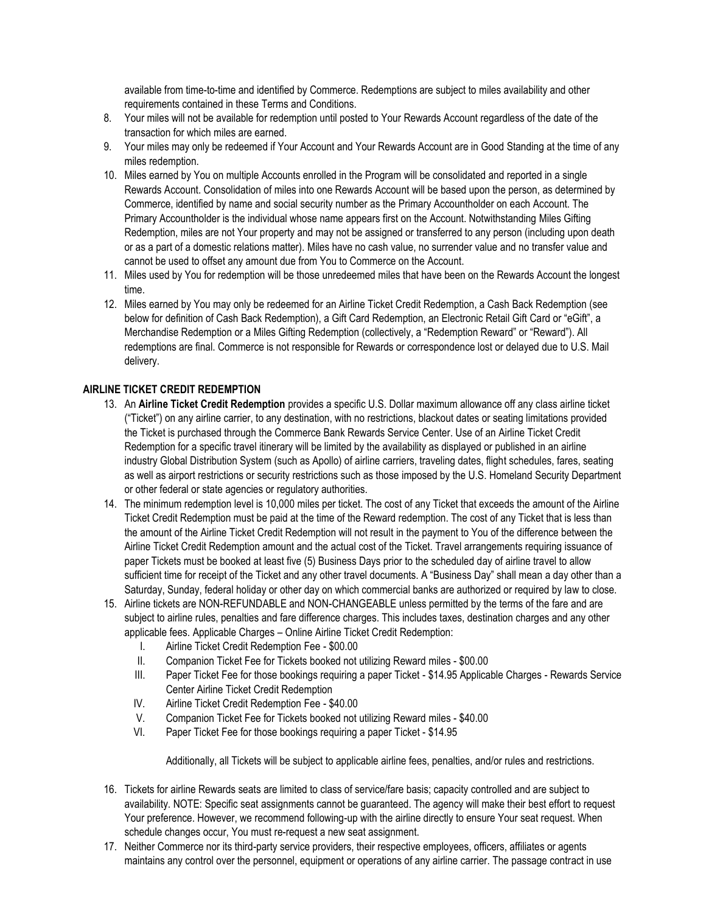available from time-to-time and identified by Commerce. Redemptions are subject to miles availability and other requirements contained in these Terms and Conditions.

8. Your miles will not be available for redemption until posted to Your Rewards Account regardless of the date of the transaction for which miles are earned.
9. Your miles may only be redeemed if Your Account and Your Rewards Account are in Good Standing at the time of any miles redemption.
10. Miles earned by You on multiple Accounts enrolled in the Program will be consolidated and reported in a single Rewards Account. Consolidation of miles into one Rewards Account will be based upon the person, as determined by Commerce, identified by name and social security number as the Primary Accountholder on each Account. The Primary Accountholder is the individual whose name appears first on the Account. Notwithstanding Miles Gifting Redemption, miles are not Your property and may not be assigned or transferred to any person (including upon death or as a part of a domestic relations matter). Miles have no cash value, no surrender value and no transfer value and cannot be used to offset any amount due from You to Commerce on the Account.
11. Miles used by You for redemption will be those unredeemed miles that have been on the Rewards Account the longest time.
12. Miles earned by You may only be redeemed for an Airline Ticket Credit Redemption, a Cash Back Redemption (see below for definition of Cash Back Redemption), a Gift Card Redemption, an Electronic Retail Gift Card or "eGift", a Merchandise Redemption or a Miles Gifting Redemption (collectively, a "Redemption Reward" or "Reward"). All redemptions are final. Commerce is not responsible for Rewards or correspondence lost or delayed due to U.S. Mail delivery.

**AIRLINE TICKET CREDIT REDEMPTION**

13. An **Airline Ticket Credit Redemption** provides a specific U.S. Dollar maximum allowance off any class airline ticket ("Ticket") on any airline carrier, to any destination, with no restrictions, blackout dates or seating limitations provided the Ticket is purchased through the Commerce Bank Rewards Service Center. Use of an Airline Ticket Credit Redemption for a specific travel itinerary will be limited by the availability as displayed or published in an airline industry Global Distribution System (such as Apollo) of airline carriers, traveling dates, flight schedules, fares, seating as well as airport restrictions or security restrictions such as those imposed by the U.S. Homeland Security Department or other federal or state agencies or regulatory authorities.
14. The minimum redemption level is 10,000 miles per ticket. The cost of any Ticket that exceeds the amount of the Airline Ticket Credit Redemption must be paid at the time of the Reward redemption. The cost of any Ticket that is less than the amount of the Airline Ticket Credit Redemption will not result in the payment to You of the difference between the Airline Ticket Credit Redemption amount and the actual cost of the Ticket. Travel arrangements requiring issuance of paper Tickets must be booked at least five (5) Business Days prior to the scheduled day of airline travel to allow sufficient time for receipt of the Ticket and any other travel documents. A "Business Day" shall mean a day other than a Saturday, Sunday, federal holiday or other day on which commercial banks are authorized or required by law to close.
15. Airline tickets are NON-REFUNDABLE and NON-CHANGEABLE unless permitted by the terms of the fare and are subject to airline rules, penalties and fare difference charges. This includes taxes, destination charges and any other applicable fees. Applicable Charges – Online Airline Ticket Credit Redemption:
    I. Airline Ticket Credit Redemption Fee - $00.00
    II. Companion Ticket Fee for Tickets booked not utilizing Reward miles - $00.00
    III. Paper Ticket Fee for those bookings requiring a paper Ticket - $14.95 Applicable Charges - Rewards Service Center Airline Ticket Credit Redemption
    IV. Airline Ticket Credit Redemption Fee - $40.00
    V. Companion Ticket Fee for Tickets booked not utilizing Reward miles - $40.00
    VI. Paper Ticket Fee for those bookings requiring a paper Ticket - $14.95

    Additionally, all Tickets will be subject to applicable airline fees, penalties, and/or rules and restrictions.

16. Tickets for airline Rewards seats are limited to class of service/fare basis; capacity controlled and are subject to availability. NOTE: Specific seat assignments cannot be guaranteed. The agency will make their best effort to request Your preference. However, we recommend following-up with the airline directly to ensure Your seat request. When schedule changes occur, You must re-request a new seat assignment.
17. Neither Commerce nor its third-party service providers, their respective employees, officers, affiliates or agents maintains any control over the personnel, equipment or operations of any airline carrier. The passage contract in use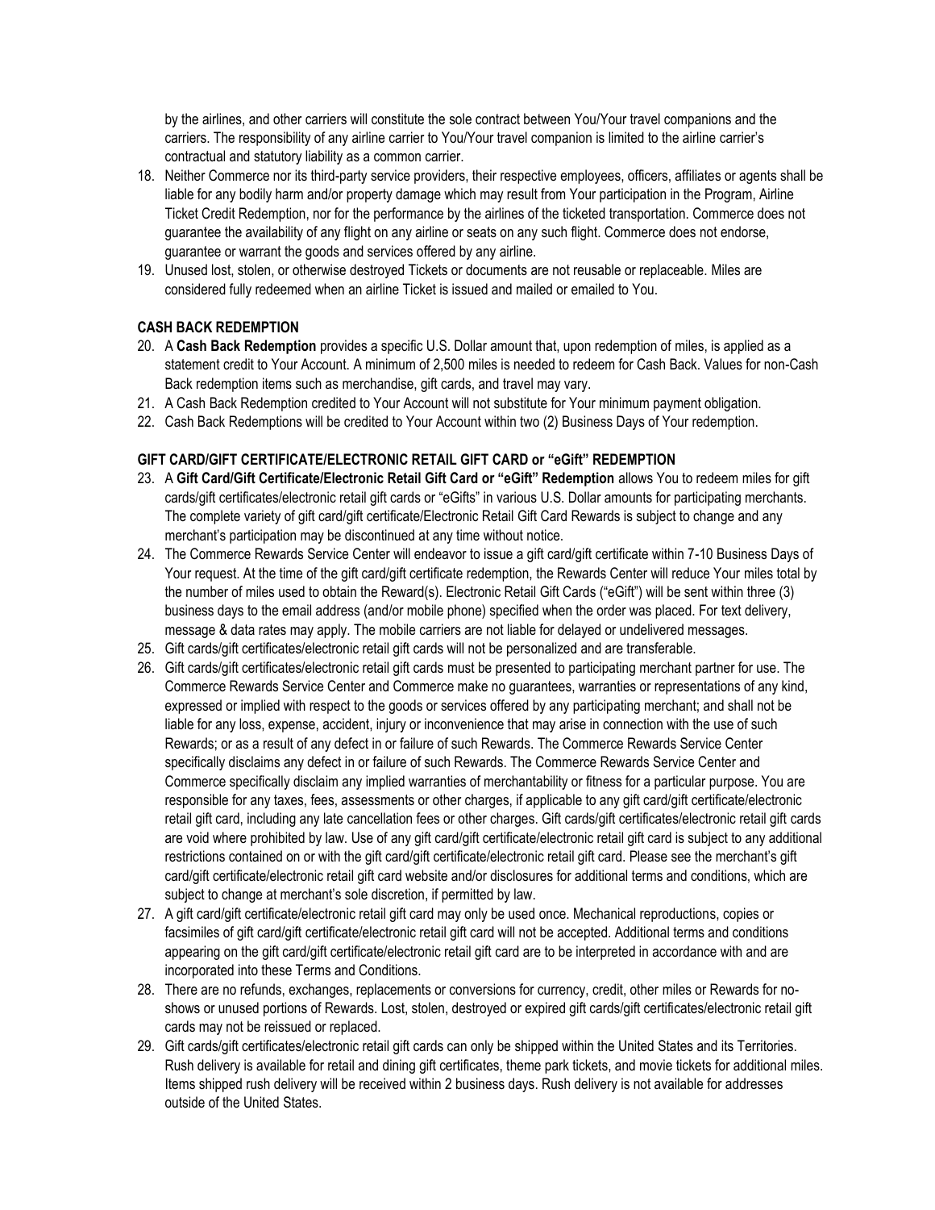by the airlines, and other carriers will constitute the sole contract between You/Your travel companions and the carriers. The responsibility of any airline carrier to You/Your travel companion is limited to the airline carrier's contractual and statutory liability as a common carrier.

18. Neither Commerce nor its third-party service providers, their respective employees, officers, affiliates or agents shall be liable for any bodily harm and/or property damage which may result from Your participation in the Program, Airline Ticket Credit Redemption, nor for the performance by the airlines of the ticketed transportation. Commerce does not guarantee the availability of any flight on any airline or seats on any such flight. Commerce does not endorse, guarantee or warrant the goods and services offered by any airline.
19. Unused lost, stolen, or otherwise destroyed Tickets or documents are not reusable or replaceable. Miles are considered fully redeemed when an airline Ticket is issued and mailed or emailed to You.

**CASH BACK REDEMPTION**

20. A **Cash Back Redemption** provides a specific U.S. Dollar amount that, upon redemption of miles, is applied as a statement credit to Your Account. A minimum of 2,500 miles is needed to redeem for Cash Back. Values for non-Cash Back redemption items such as merchandise, gift cards, and travel may vary.
21. A Cash Back Redemption credited to Your Account will not substitute for Your minimum payment obligation.
22. Cash Back Redemptions will be credited to Your Account within two (2) Business Days of Your redemption.

**GIFT CARD/GIFT CERTIFICATE/ELECTRONIC RETAIL GIFT CARD or "eGift" REDEMPTION**

23. A **Gift Card/Gift Certificate/Electronic Retail Gift Card or "eGift" Redemption** allows You to redeem miles for gift cards/gift certificates/electronic retail gift cards or "eGifts" in various U.S. Dollar amounts for participating merchants. The complete variety of gift card/gift certificate/Electronic Retail Gift Card Rewards is subject to change and any merchant's participation may be discontinued at any time without notice.
24. The Commerce Rewards Service Center will endeavor to issue a gift card/gift certificate within 7-10 Business Days of Your request. At the time of the gift card/gift certificate redemption, the Rewards Center will reduce Your miles total by the number of miles used to obtain the Reward(s). Electronic Retail Gift Cards ("eGift") will be sent within three (3) business days to the email address (and/or mobile phone) specified when the order was placed. For text delivery, message & data rates may apply. The mobile carriers are not liable for delayed or undelivered messages.
25. Gift cards/gift certificates/electronic retail gift cards will not be personalized and are transferable.
26. Gift cards/gift certificates/electronic retail gift cards must be presented to participating merchant partner for use. The Commerce Rewards Service Center and Commerce make no guarantees, warranties or representations of any kind, expressed or implied with respect to the goods or services offered by any participating merchant; and shall not be liable for any loss, expense, accident, injury or inconvenience that may arise in connection with the use of such Rewards; or as a result of any defect in or failure of such Rewards. The Commerce Rewards Service Center specifically disclaims any defect in or failure of such Rewards. The Commerce Rewards Service Center and Commerce specifically disclaim any implied warranties of merchantability or fitness for a particular purpose. You are responsible for any taxes, fees, assessments or other charges, if applicable to any gift card/gift certificate/electronic retail gift card, including any late cancellation fees or other charges. Gift cards/gift certificates/electronic retail gift cards are void where prohibited by law. Use of any gift card/gift certificate/electronic retail gift card is subject to any additional restrictions contained on or with the gift card/gift certificate/electronic retail gift card. Please see the merchant's gift card/gift certificate/electronic retail gift card website and/or disclosures for additional terms and conditions, which are subject to change at merchant's sole discretion, if permitted by law.
27. A gift card/gift certificate/electronic retail gift card may only be used once. Mechanical reproductions, copies or facsimiles of gift card/gift certificate/electronic retail gift card will not be accepted. Additional terms and conditions appearing on the gift card/gift certificate/electronic retail gift card are to be interpreted in accordance with and are incorporated into these Terms and Conditions.
28. There are no refunds, exchanges, replacements or conversions for currency, credit, other miles or Rewards for no-shows or unused portions of Rewards. Lost, stolen, destroyed or expired gift cards/gift certificates/electronic retail gift cards may not be reissued or replaced.
29. Gift cards/gift certificates/electronic retail gift cards can only be shipped within the United States and its Territories. Rush delivery is available for retail and dining gift certificates, theme park tickets, and movie tickets for additional miles. Items shipped rush delivery will be received within 2 business days. Rush delivery is not available for addresses outside of the United States.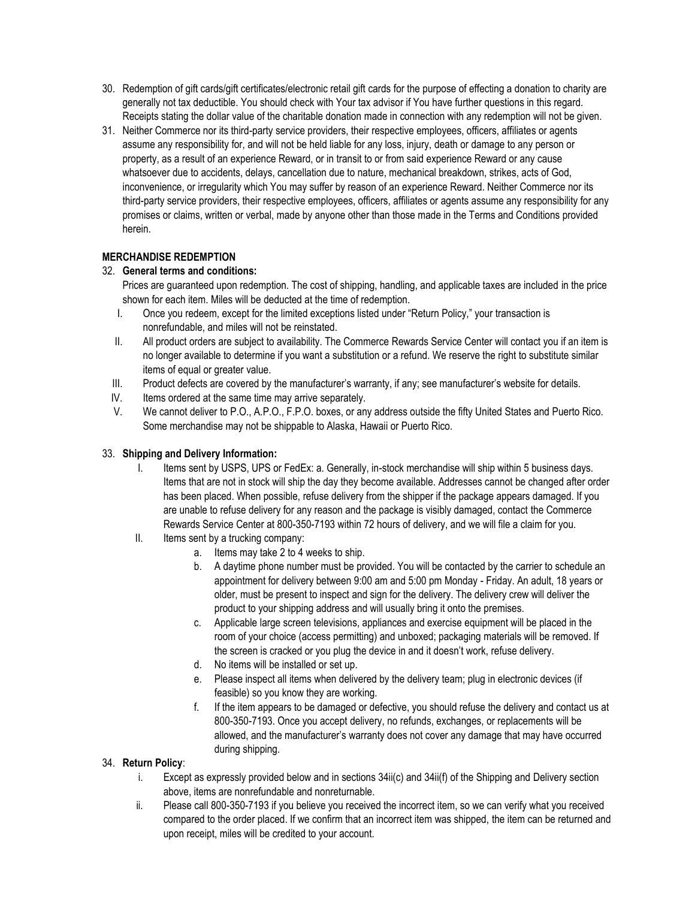30. Redemption of gift cards/gift certificates/electronic retail gift cards for the purpose of effecting a donation to charity are generally not tax deductible. You should check with Your tax advisor if You have further questions in this regard. Receipts stating the dollar value of the charitable donation made in connection with any redemption will not be given.
31. Neither Commerce nor its third-party service providers, their respective employees, officers, affiliates or agents assume any responsibility for, and will not be held liable for any loss, injury, death or damage to any person or property, as a result of an experience Reward, or in transit to or from said experience Reward or any cause whatsoever due to accidents, delays, cancellation due to nature, mechanical breakdown, strikes, acts of God, inconvenience, or irregularity which You may suffer by reason of an experience Reward. Neither Commerce nor its third-party service providers, their respective employees, officers, affiliates or agents assume any responsibility for any promises or claims, written or verbal, made by anyone other than those made in the Terms and Conditions provided herein.

**MERCHANDISE REDEMPTION**

32. **General terms and conditions:**

    Prices are guaranteed upon redemption. The cost of shipping, handling, and applicable taxes are included in the price shown for each item. Miles will be deducted at the time of redemption.

    I. Once you redeem, except for the limited exceptions listed under "Return Policy," your transaction is nonrefundable, and miles will not be reinstated.
    II. All product orders are subject to availability. The Commerce Rewards Service Center will contact you if an item is no longer available to determine if you want a substitution or a refund. We reserve the right to substitute similar items of equal or greater value.
    III. Product defects are covered by the manufacturer's warranty, if any; see manufacturer's website for details.
    IV. Items ordered at the same time may arrive separately.
    V. We cannot deliver to P.O., A.P.O., F.P.O. boxes, or any address outside the fifty United States and Puerto Rico. Some merchandise may not be shippable to Alaska, Hawaii or Puerto Rico.

33. **Shipping and Delivery Information:**

    I. Items sent by USPS, UPS or FedEx: a. Generally, in-stock merchandise will ship within 5 business days. Items that are not in stock will ship the day they become available. Addresses cannot be changed after order has been placed. When possible, refuse delivery from the shipper if the package appears damaged. If you are unable to refuse delivery for any reason and the package is visibly damaged, contact the Commerce Rewards Service Center at 800-350-7193 within 72 hours of delivery, and we will file a claim for you.
    II. Items sent by a trucking company:
        a. Items may take 2 to 4 weeks to ship.
        b. A daytime phone number must be provided. You will be contacted by the carrier to schedule an appointment for delivery between 9:00 am and 5:00 pm Monday - Friday. An adult, 18 years or older, must be present to inspect and sign for the delivery. The delivery crew will deliver the product to your shipping address and will usually bring it onto the premises.
        c. Applicable large screen televisions, appliances and exercise equipment will be placed in the room of your choice (access permitting) and unboxed; packaging materials will be removed. If the screen is cracked or you plug the device in and it doesn't work, refuse delivery.
        d. No items will be installed or set up.
        e. Please inspect all items when delivered by the delivery team; plug in electronic devices (if feasible) so you know they are working.
        f. If the item appears to be damaged or defective, you should refuse the delivery and contact us at 800-350-7193. Once you accept delivery, no refunds, exchanges, or replacements will be allowed, and the manufacturer's warranty does not cover any damage that may have occurred during shipping.

34. **Return Policy**:

    i. Except as expressly provided below and in sections 34ii(c) and 34ii(f) of the Shipping and Delivery section above, items are nonrefundable and nonreturnable.
    ii. Please call 800-350-7193 if you believe you received the incorrect item, so we can verify what you received compared to the order placed. If we confirm that an incorrect item was shipped, the item can be returned and upon receipt, miles will be credited to your account.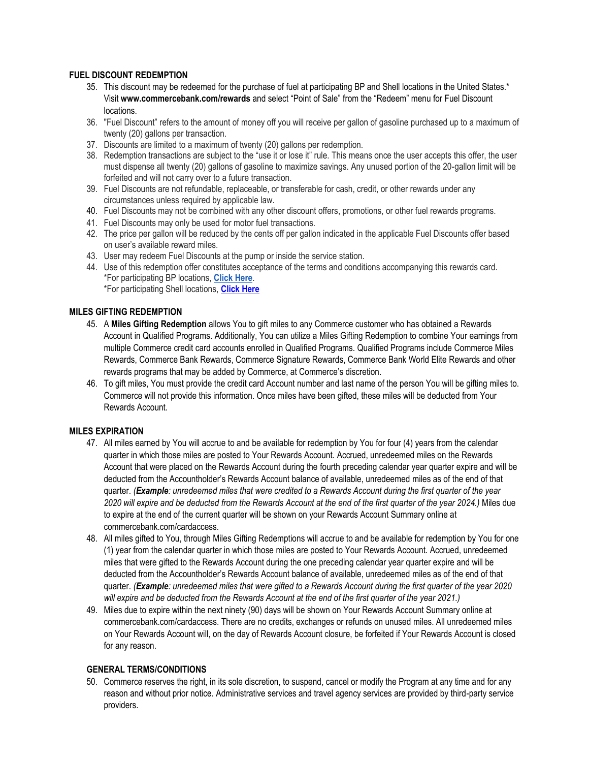## FUEL DISCOUNT REDEMPTION

35. This discount may be redeemed for the purchase of fuel at participating BP and Shell locations in the United States.* Visit **www.commercebank.com/rewards** and select "Point of Sale" from the "Redeem" menu for Fuel Discount locations.
36. "Fuel Discount" refers to the amount of money off you will receive per gallon of gasoline purchased up to a maximum of twenty (20) gallons per transaction.
37. Discounts are limited to a maximum of twenty (20) gallons per redemption.
38. Redemption transactions are subject to the "use it or lose it" rule. This means once the user accepts this offer, the user must dispense all twenty (20) gallons of gasoline to maximize savings. Any unused portion of the 20-gallon limit will be forfeited and will not carry over to a future transaction.
39. Fuel Discounts are not refundable, replaceable, or transferable for cash, credit, or other rewards under any circumstances unless required by applicable law.
40. Fuel Discounts may not be combined with any other discount offers, promotions, or other fuel rewards programs.
41. Fuel Discounts may only be used for motor fuel transactions.
42. The price per gallon will be reduced by the cents off per gallon indicated in the applicable Fuel Discounts offer based on user's available reward miles.
43. User may redeem Fuel Discounts at the pump or inside the service station.
44. Use of this redemption offer constitutes acceptance of the terms and conditions accompanying this rewards card.
    *For participating BP locations, **Click Here**.
    *For participating Shell locations, **Click Here**

## MILES GIFTING REDEMPTION

45. A **Miles Gifting Redemption** allows You to gift miles to any Commerce customer who has obtained a Rewards Account in Qualified Programs. Additionally, You can utilize a Miles Gifting Redemption to combine Your earnings from multiple Commerce credit card accounts enrolled in Qualified Programs. Qualified Programs include Commerce Miles Rewards, Commerce Bank Rewards, Commerce Signature Rewards, Commerce Bank World Elite Rewards and other rewards programs that may be added by Commerce, at Commerce's discretion.
46. To gift miles, You must provide the credit card Account number and last name of the person You will be gifting miles to. Commerce will not provide this information. Once miles have been gifted, these miles will be deducted from Your Rewards Account.

## MILES EXPIRATION

47. All miles earned by You will accrue to and be available for redemption by You for four (4) years from the calendar quarter in which those miles are posted to Your Rewards Account. Accrued, unredeemed miles on the Rewards Account that were placed on the Rewards Account during the fourth preceding calendar year quarter expire and will be deducted from the Accountholder's Rewards Account balance of available, unredeemed miles as of the end of that quarter. *(**Example**: unredeemed miles that were credited to a Rewards Account during the first quarter of the year 2020 will expire and be deducted from the Rewards Account at the end of the first quarter of the year 2024.)* Miles due to expire at the end of the current quarter will be shown on your Rewards Account Summary online at commercebank.com/cardaccess.
48. All miles gifted to You, through Miles Gifting Redemptions will accrue to and be available for redemption by You for one (1) year from the calendar quarter in which those miles are posted to Your Rewards Account. Accrued, unredeemed miles that were gifted to the Rewards Account during the one preceding calendar year quarter expire and will be deducted from the Accountholder's Rewards Account balance of available, unredeemed miles as of the end of that quarter. *(**Example**: unredeemed miles that were gifted to a Rewards Account during the first quarter of the year 2020 will expire and be deducted from the Rewards Account at the end of the first quarter of the year 2021.)*
49. Miles due to expire within the next ninety (90) days will be shown on Your Rewards Account Summary online at commercebank.com/cardaccess. There are no credits, exchanges or refunds on unused miles. All unredeemed miles on Your Rewards Account will, on the day of Rewards Account closure, be forfeited if Your Rewards Account is closed for any reason.

## GENERAL TERMS/CONDITIONS

50. Commerce reserves the right, in its sole discretion, to suspend, cancel or modify the Program at any time and for any reason and without prior notice. Administrative services and travel agency services are provided by third-party service providers.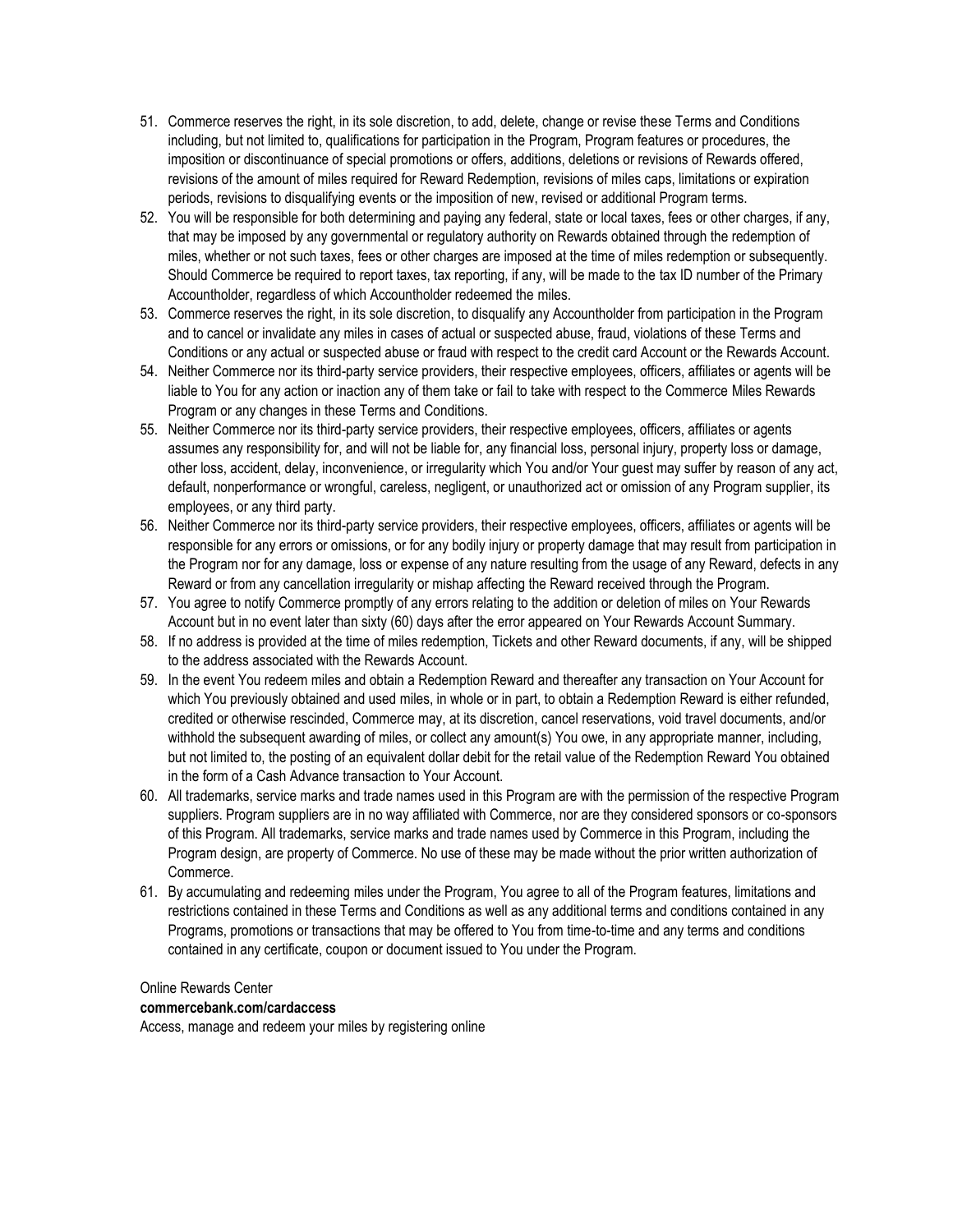51. Commerce reserves the right, in its sole discretion, to add, delete, change or revise these Terms and Conditions including, but not limited to, qualifications for participation in the Program, Program features or procedures, the imposition or discontinuance of special promotions or offers, additions, deletions or revisions of Rewards offered, revisions of the amount of miles required for Reward Redemption, revisions of miles caps, limitations or expiration periods, revisions to disqualifying events or the imposition of new, revised or additional Program terms.
52. You will be responsible for both determining and paying any federal, state or local taxes, fees or other charges, if any, that may be imposed by any governmental or regulatory authority on Rewards obtained through the redemption of miles, whether or not such taxes, fees or other charges are imposed at the time of miles redemption or subsequently. Should Commerce be required to report taxes, tax reporting, if any, will be made to the tax ID number of the Primary Accountholder, regardless of which Accountholder redeemed the miles.
53. Commerce reserves the right, in its sole discretion, to disqualify any Accountholder from participation in the Program and to cancel or invalidate any miles in cases of actual or suspected abuse, fraud, violations of these Terms and Conditions or any actual or suspected abuse or fraud with respect to the credit card Account or the Rewards Account.
54. Neither Commerce nor its third-party service providers, their respective employees, officers, affiliates or agents will be liable to You for any action or inaction any of them take or fail to take with respect to the Commerce Miles Rewards Program or any changes in these Terms and Conditions.
55. Neither Commerce nor its third-party service providers, their respective employees, officers, affiliates or agents assumes any responsibility for, and will not be liable for, any financial loss, personal injury, property loss or damage, other loss, accident, delay, inconvenience, or irregularity which You and/or Your guest may suffer by reason of any act, default, nonperformance or wrongful, careless, negligent, or unauthorized act or omission of any Program supplier, its employees, or any third party.
56. Neither Commerce nor its third-party service providers, their respective employees, officers, affiliates or agents will be responsible for any errors or omissions, or for any bodily injury or property damage that may result from participation in the Program nor for any damage, loss or expense of any nature resulting from the usage of any Reward, defects in any Reward or from any cancellation irregularity or mishap affecting the Reward received through the Program.
57. You agree to notify Commerce promptly of any errors relating to the addition or deletion of miles on Your Rewards Account but in no event later than sixty (60) days after the error appeared on Your Rewards Account Summary.
58. If no address is provided at the time of miles redemption, Tickets and other Reward documents, if any, will be shipped to the address associated with the Rewards Account.
59. In the event You redeem miles and obtain a Redemption Reward and thereafter any transaction on Your Account for which You previously obtained and used miles, in whole or in part, to obtain a Redemption Reward is either refunded, credited or otherwise rescinded, Commerce may, at its discretion, cancel reservations, void travel documents, and/or withhold the subsequent awarding of miles, or collect any amount(s) You owe, in any appropriate manner, including, but not limited to, the posting of an equivalent dollar debit for the retail value of the Redemption Reward You obtained in the form of a Cash Advance transaction to Your Account.
60. All trademarks, service marks and trade names used in this Program are with the permission of the respective Program suppliers. Program suppliers are in no way affiliated with Commerce, nor are they considered sponsors or co-sponsors of this Program. All trademarks, service marks and trade names used by Commerce in this Program, including the Program design, are property of Commerce. No use of these may be made without the prior written authorization of Commerce.
61. By accumulating and redeeming miles under the Program, You agree to all of the Program features, limitations and restrictions contained in these Terms and Conditions as well as any additional terms and conditions contained in any Programs, promotions or transactions that may be offered to You from time-to-time and any terms and conditions contained in any certificate, coupon or document issued to You under the Program.

Online Rewards Center
**commercebank.com/cardaccess**
Access, manage and redeem your miles by registering online